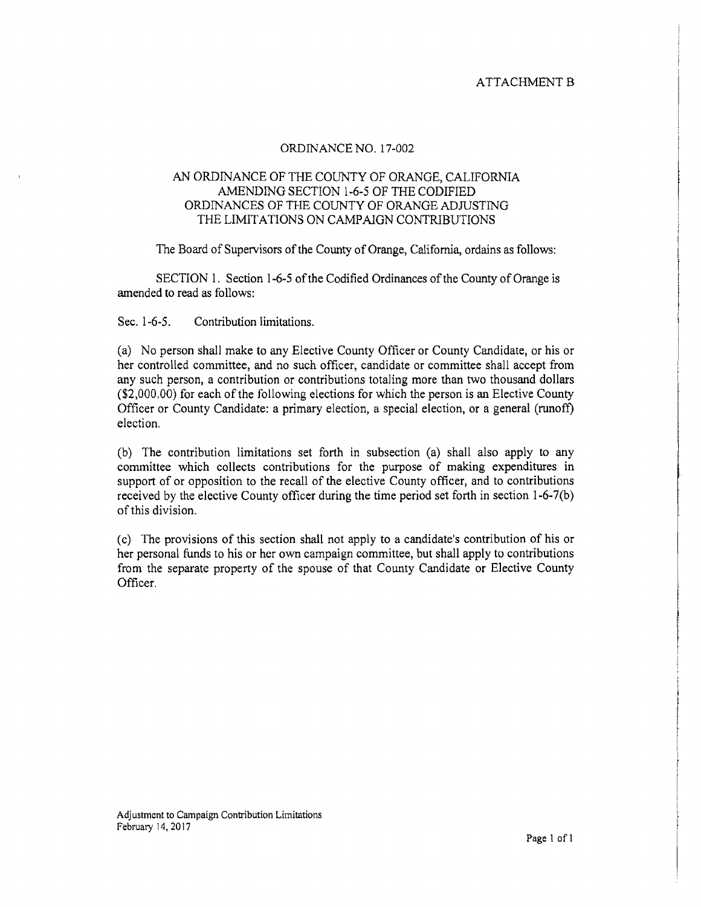ATTACHMENT B

ORDINANCE NO. 17-002

AN ORDINANCE OF THE COUNTY OF ORANGE, CALIFORNIA AMENDING SECTION 1-6-5 OF THE CODIFIED ORDINANCES OF THE COUNTY OF ORANGE ADJUSTING THE LIMITATIONS ON CAMPAIGN CONTRIBUTIONS

The Board of Supervisors of the County of Orange, California, ordains as follows:

SECTION 1. Section 1-6-5 of the Codified Ordinances of the County of Orange is amended to read as follows:

Sec. 1-6-5. Contribution limitations.

(a) No person shall make to any Elective County Officer or County Candidate, or his or her controlled committee, and no such officer, candidate or committee shall accept from any such person, a contribution or contributions totaling more than two thousand dollars ($2,000.00) for each of the following elections for which the person is an Elective County Officer or County Candidate: a primary election, a special election, or a general (runoff) election.

(b) The contribution limitations set forth in subsection (a) shall also apply to any committee which collects contributions for the purpose of making expenditures in support of or opposition to the recall of the elective County officer, and to contributions received by the elective County officer during the time period set forth in section 1-6-7(b) of this division.

(c) The provisions of this section shall not apply to a candidate's contribution of his or her personal funds to his or her own campaign committee, but shall apply to contributions from the separate property of the spouse of that County Candidate or Elective County Officer.

Adjustment to Campaign Contribution Limitations
February 14, 2017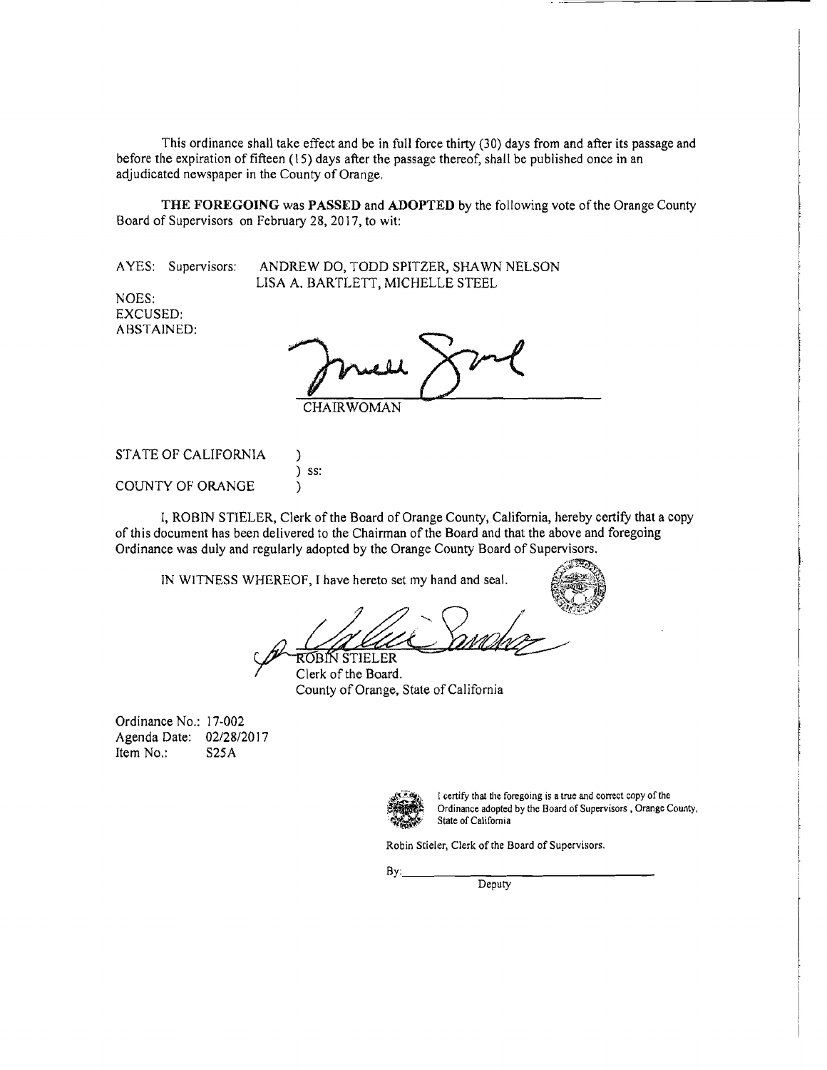This ordinance shall take effect and be in full force thirty (30) days from and after its passage and before the expiration of fifteen (15) days after the passage thereof, shall be published once in an adjudicated newspaper in the County of Orange.

**THE FOREGOING** was **PASSED** and **ADOPTED** by the following vote of the Orange County Board of Supervisors on February 28, 2017, to wit:

AYES: Supervisors: ANDREW DO, TODD SPITZER, SHAWN NELSON
LISA A. BARTLETT, MICHELLE STEEL

NOES:
EXCUSED:
ABSTAINED:

CHAIRWOMAN

STATE OF CALIFORNIA )
) ss:
COUNTY OF ORANGE )

I, ROBIN STIELER, Clerk of the Board of Orange County, California, hereby certify that a copy of this document has been delivered to the Chairman of the Board and that the above and foregoing Ordinance was duly and regularly adopted by the Orange County Board of Supervisors.

IN WITNESS WHEREOF, I have hereto set my hand and seal.

ROBIN STIELER
Clerk of the Board.
County of Orange, State of California

Ordinance No.: 17-002
Agenda Date: 02/28/2017
Item No.: S25A

I certify that the foregoing is a true and correct copy of the Ordinance adopted by the Board of Supervisors , Orange County, State of California

Robin Stieler, Clerk of the Board of Supervisors.

By: ______________________
Deputy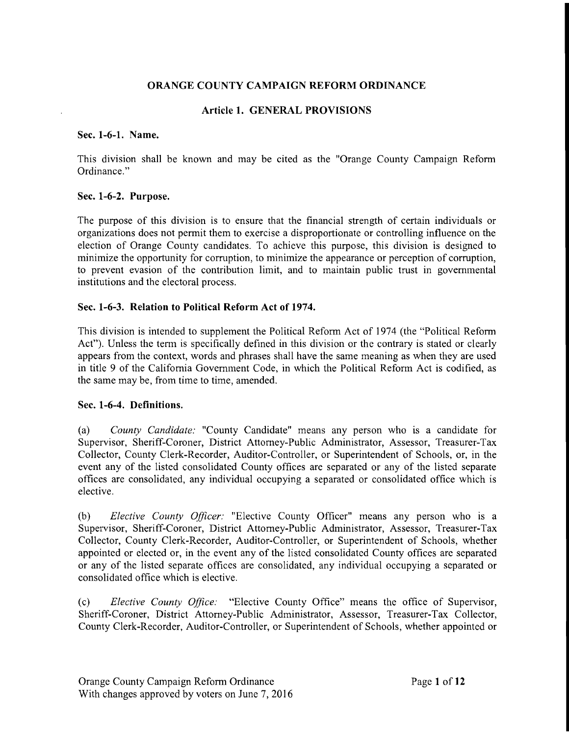# ORANGE COUNTY CAMPAIGN REFORM ORDINANCE

## Article 1. GENERAL PROVISIONS

### Sec. 1-6-1. Name.

This division shall be known and may be cited as the "Orange County Campaign Reform Ordinance."

### Sec. 1-6-2. Purpose.

The purpose of this division is to ensure that the financial strength of certain individuals or organizations does not permit them to exercise a disproportionate or controlling influence on the election of Orange County candidates. To achieve this purpose, this division is designed to minimize the opportunity for corruption, to minimize the appearance or perception of corruption, to prevent evasion of the contribution limit, and to maintain public trust in governmental institutions and the electoral process.

### Sec. 1-6-3. Relation to Political Reform Act of 1974.

This division is intended to supplement the Political Reform Act of 1974 (the "Political Reform Act"). Unless the term is specifically defined in this division or the contrary is stated or clearly appears from the context, words and phrases shall have the same meaning as when they are used in title 9 of the California Government Code, in which the Political Reform Act is codified, as the same may be, from time to time, amended.

### Sec. 1-6-4. Definitions.

(a) *County Candidate:* "County Candidate" means any person who is a candidate for Supervisor, Sheriff-Coroner, District Attorney-Public Administrator, Assessor, Treasurer-Tax Collector, County Clerk-Recorder, Auditor-Controller, or Superintendent of Schools, or, in the event any of the listed consolidated County offices are separated or any of the listed separate offices are consolidated, any individual occupying a separated or consolidated office which is elective.

(b) *Elective County Officer:* "Elective County Officer" means any person who is a Supervisor, Sheriff-Coroner, District Attorney-Public Administrator, Assessor, Treasurer-Tax Collector, County Clerk-Recorder, Auditor-Controller, or Superintendent of Schools, whether appointed or elected or, in the event any of the listed consolidated County offices are separated or any of the listed separate offices are consolidated, any individual occupying a separated or consolidated office which is elective.

(c) *Elective County Office:* "Elective County Office" means the office of Supervisor, Sheriff-Coroner, District Attorney-Public Administrator, Assessor, Treasurer-Tax Collector, County Clerk-Recorder, Auditor-Controller, or Superintendent of Schools, whether appointed or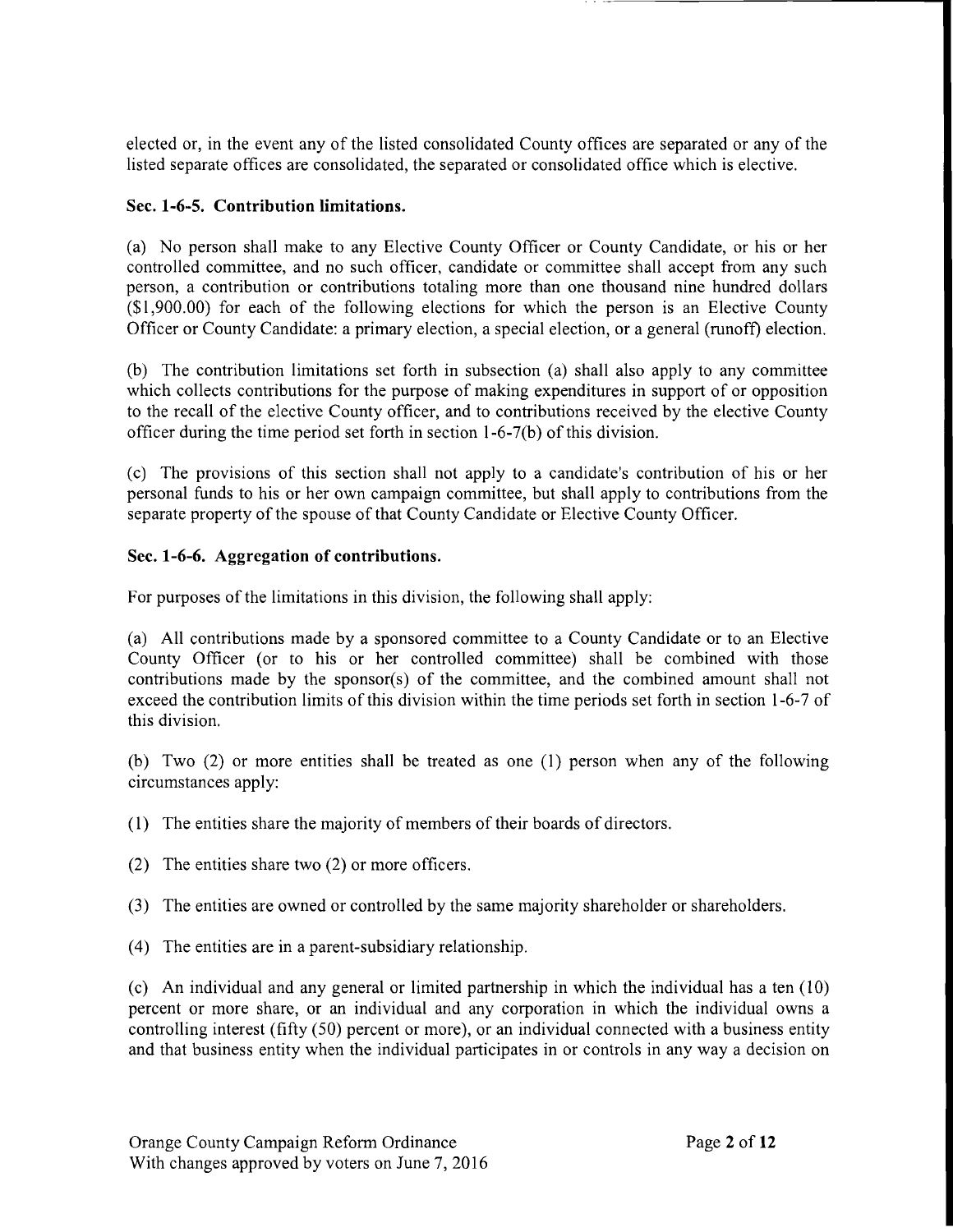elected or, in the event any of the listed consolidated County offices are separated or any of the listed separate offices are consolidated, the separated or consolidated office which is elective.

### Sec. 1-6-5. Contribution limitations.

(a) No person shall make to any Elective County Officer or County Candidate, or his or her controlled committee, and no such officer, candidate or committee shall accept from any such person, a contribution or contributions totaling more than one thousand nine hundred dollars ($1,900.00) for each of the following elections for which the person is an Elective County Officer or County Candidate: a primary election, a special election, or a general (runoff) election.

(b) The contribution limitations set forth in subsection (a) shall also apply to any committee which collects contributions for the purpose of making expenditures in support of or opposition to the recall of the elective County officer, and to contributions received by the elective County officer during the time period set forth in section 1-6-7(b) of this division.

(c) The provisions of this section shall not apply to a candidate's contribution of his or her personal funds to his or her own campaign committee, but shall apply to contributions from the separate property of the spouse of that County Candidate or Elective County Officer.

### Sec. 1-6-6. Aggregation of contributions.

For purposes of the limitations in this division, the following shall apply:

(a) All contributions made by a sponsored committee to a County Candidate or to an Elective County Officer (or to his or her controlled committee) shall be combined with those contributions made by the sponsor(s) of the committee, and the combined amount shall not exceed the contribution limits of this division within the time periods set forth in section 1-6-7 of this division.

(b) Two (2) or more entities shall be treated as one (1) person when any of the following circumstances apply:

(1) The entities share the majority of members of their boards of directors.

(2) The entities share two (2) or more officers.

(3) The entities are owned or controlled by the same majority shareholder or shareholders.

(4) The entities are in a parent-subsidiary relationship.

(c) An individual and any general or limited partnership in which the individual has a ten (10) percent or more share, or an individual and any corporation in which the individual owns a controlling interest (fifty (50) percent or more), or an individual connected with a business entity and that business entity when the individual participates in or controls in any way a decision on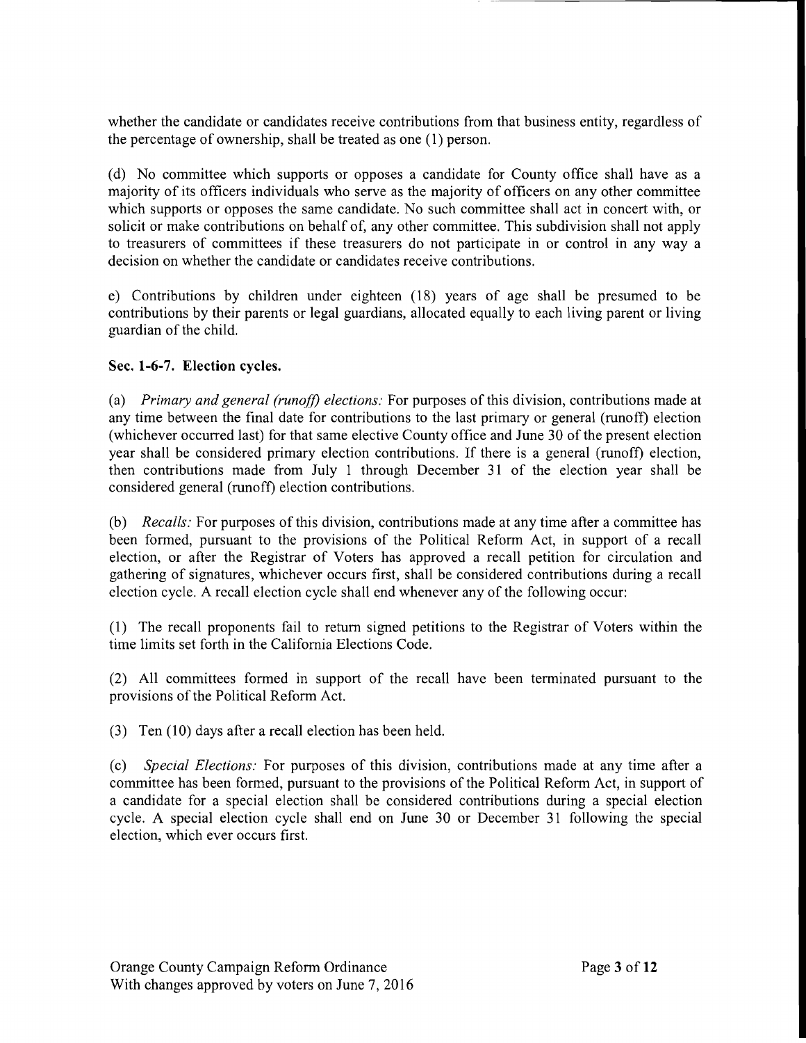whether the candidate or candidates receive contributions from that business entity, regardless of the percentage of ownership, shall be treated as one (1) person.

(d) No committee which supports or opposes a candidate for County office shall have as a majority of its officers individuals who serve as the majority of officers on any other committee which supports or opposes the same candidate. No such committee shall act in concert with, or solicit or make contributions on behalf of, any other committee. This subdivision shall not apply to treasurers of committees if these treasurers do not participate in or control in any way a decision on whether the candidate or candidates receive contributions.

e) Contributions by children under eighteen (18) years of age shall be presumed to be contributions by their parents or legal guardians, allocated equally to each living parent or living guardian of the child.

**Sec. 1-6-7. Election cycles.**

(a) *Primary and general (runoff) elections:* For purposes of this division, contributions made at any time between the final date for contributions to the last primary or general (runoff) election (whichever occurred last) for that same elective County office and June 30 of the present election year shall be considered primary election contributions. If there is a general (runoff) election, then contributions made from July 1 through December 31 of the election year shall be considered general (runoff) election contributions.

(b) *Recalls:* For purposes of this division, contributions made at any time after a committee has been formed, pursuant to the provisions of the Political Reform Act, in support of a recall election, or after the Registrar of Voters has approved a recall petition for circulation and gathering of signatures, whichever occurs first, shall be considered contributions during a recall election cycle. A recall election cycle shall end whenever any of the following occur:

(1) The recall proponents fail to return signed petitions to the Registrar of Voters within the time limits set forth in the California Elections Code.

(2) All committees formed in support of the recall have been terminated pursuant to the provisions of the Political Reform Act.

(3) Ten (10) days after a recall election has been held.

(c) *Special Elections:* For purposes of this division, contributions made at any time after a committee has been formed, pursuant to the provisions of the Political Reform Act, in support of a candidate for a special election shall be considered contributions during a special election cycle. A special election cycle shall end on June 30 or December 31 following the special election, which ever occurs first.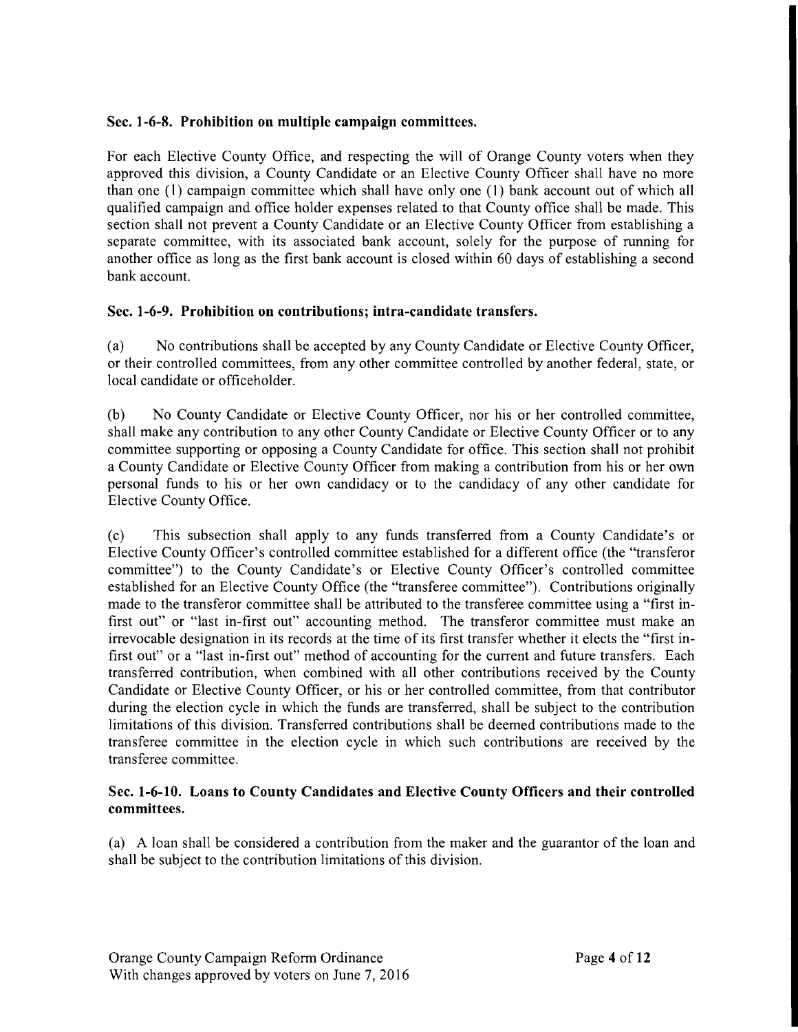### Sec. 1-6-8. Prohibition on multiple campaign committees.

For each Elective County Office, and respecting the will of Orange County voters when they approved this division, a County Candidate or an Elective County Officer shall have no more than one (1) campaign committee which shall have only one (1) bank account out of which all qualified campaign and office holder expenses related to that County office shall be made. This section shall not prevent a County Candidate or an Elective County Officer from establishing a separate committee, with its associated bank account, solely for the purpose of running for another office as long as the first bank account is closed within 60 days of establishing a second bank account.

### Sec. 1-6-9. Prohibition on contributions; intra-candidate transfers.

(a) No contributions shall be accepted by any County Candidate or Elective County Officer, or their controlled committees, from any other committee controlled by another federal, state, or local candidate or officeholder.

(b) No County Candidate or Elective County Officer, nor his or her controlled committee, shall make any contribution to any other County Candidate or Elective County Officer or to any committee supporting or opposing a County Candidate for office. This section shall not prohibit a County Candidate or Elective County Officer from making a contribution from his or her own personal funds to his or her own candidacy or to the candidacy of any other candidate for Elective County Office.

(c) This subsection shall apply to any funds transferred from a County Candidate's or Elective County Officer's controlled committee established for a different office (the "transferor committee") to the County Candidate's or Elective County Officer's controlled committee established for an Elective County Office (the "transferee committee"). Contributions originally made to the transferor committee shall be attributed to the transferee committee using a "first in-first out" or "last in-first out" accounting method. The transferor committee must make an irrevocable designation in its records at the time of its first transfer whether it elects the "first in-first out" or a "last in-first out" method of accounting for the current and future transfers. Each transferred contribution, when combined with all other contributions received by the County Candidate or Elective County Officer, or his or her controlled committee, from that contributor during the election cycle in which the funds are transferred, shall be subject to the contribution limitations of this division. Transferred contributions shall be deemed contributions made to the transferee committee in the election cycle in which such contributions are received by the transferee committee.

### Sec. 1-6-10. Loans to County Candidates and Elective County Officers and their controlled committees.

(a) A loan shall be considered a contribution from the maker and the guarantor of the loan and shall be subject to the contribution limitations of this division.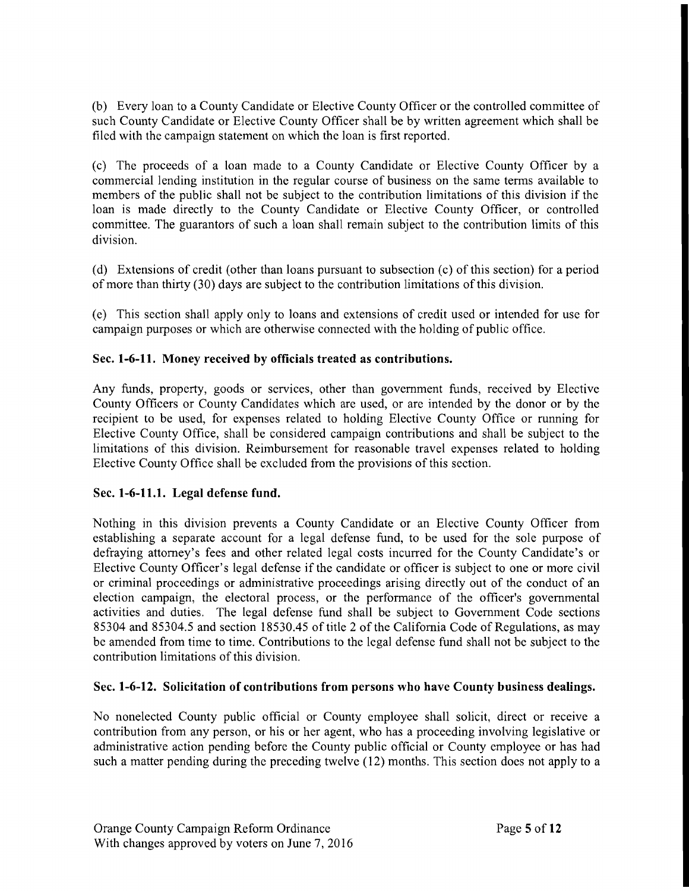(b) Every loan to a County Candidate or Elective County Officer or the controlled committee of such County Candidate or Elective County Officer shall be by written agreement which shall be filed with the campaign statement on which the loan is first reported.

(c) The proceeds of a loan made to a County Candidate or Elective County Officer by a commercial lending institution in the regular course of business on the same terms available to members of the public shall not be subject to the contribution limitations of this division if the loan is made directly to the County Candidate or Elective County Officer, or controlled committee. The guarantors of such a loan shall remain subject to the contribution limits of this division.

(d) Extensions of credit (other than loans pursuant to subsection (c) of this section) for a period of more than thirty (30) days are subject to the contribution limitations of this division.

(e) This section shall apply only to loans and extensions of credit used or intended for use for campaign purposes or which are otherwise connected with the holding of public office.

### Sec. 1-6-11. Money received by officials treated as contributions.

Any funds, property, goods or services, other than government funds, received by Elective County Officers or County Candidates which are used, or are intended by the donor or by the recipient to be used, for expenses related to holding Elective County Office or running for Elective County Office, shall be considered campaign contributions and shall be subject to the limitations of this division. Reimbursement for reasonable travel expenses related to holding Elective County Office shall be excluded from the provisions of this section.

### Sec. 1-6-11.1. Legal defense fund.

Nothing in this division prevents a County Candidate or an Elective County Officer from establishing a separate account for a legal defense fund, to be used for the sole purpose of defraying attorney's fees and other related legal costs incurred for the County Candidate's or Elective County Officer's legal defense if the candidate or officer is subject to one or more civil or criminal proceedings or administrative proceedings arising directly out of the conduct of an election campaign, the electoral process, or the performance of the officer's governmental activities and duties. The legal defense fund shall be subject to Government Code sections 85304 and 85304.5 and section 18530.45 of title 2 of the California Code of Regulations, as may be amended from time to time. Contributions to the legal defense fund shall not be subject to the contribution limitations of this division.

### Sec. 1-6-12. Solicitation of contributions from persons who have County business dealings.

No nonelected County public official or County employee shall solicit, direct or receive a contribution from any person, or his or her agent, who has a proceeding involving legislative or administrative action pending before the County public official or County employee or has had such a matter pending during the preceding twelve (12) months. This section does not apply to a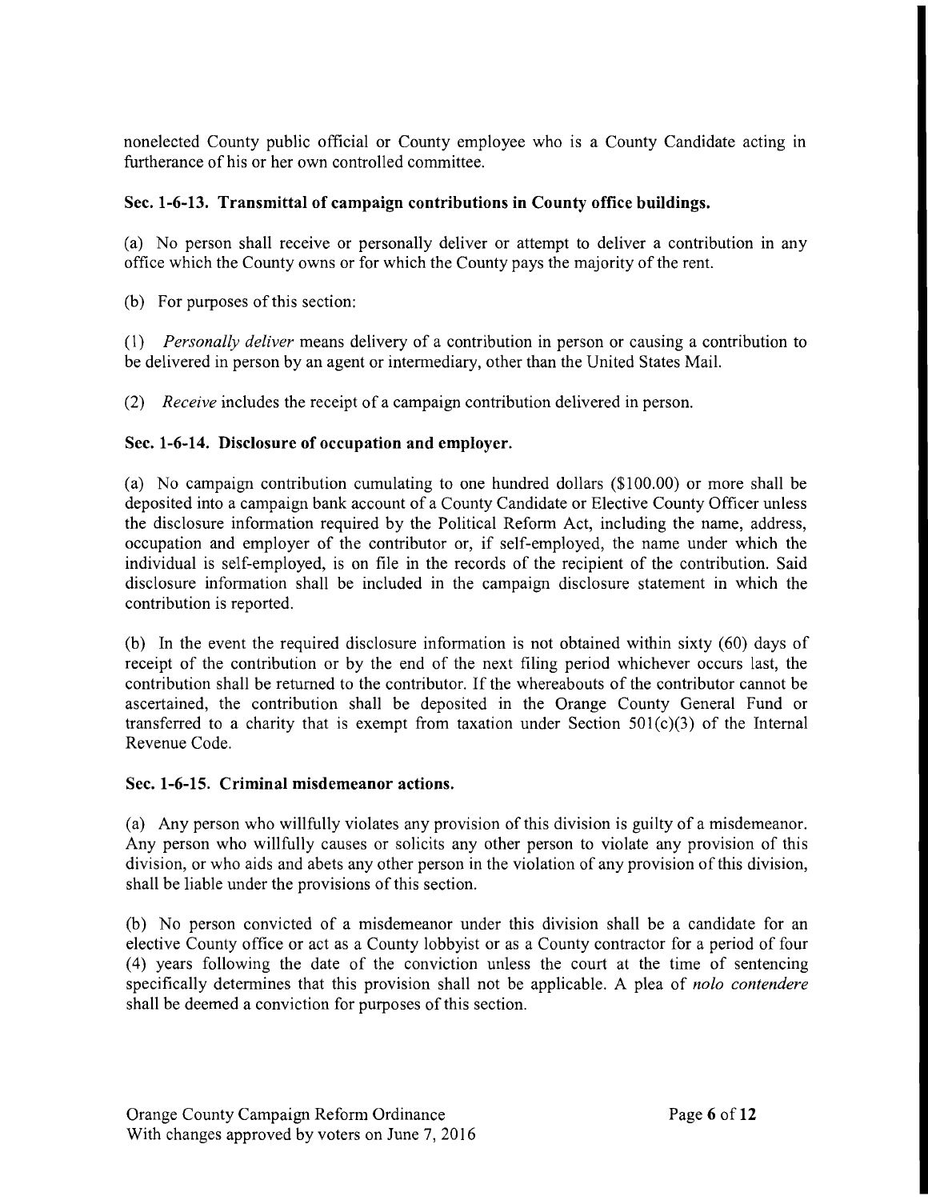nonelected County public official or County employee who is a County Candidate acting in furtherance of his or her own controlled committee.

### Sec. 1-6-13. Transmittal of campaign contributions in County office buildings.

(a) No person shall receive or personally deliver or attempt to deliver a contribution in any office which the County owns or for which the County pays the majority of the rent.

(b) For purposes of this section:

(1) *Personally deliver* means delivery of a contribution in person or causing a contribution to be delivered in person by an agent or intermediary, other than the United States Mail.

(2) *Receive* includes the receipt of a campaign contribution delivered in person.

### Sec. 1-6-14. Disclosure of occupation and employer.

(a) No campaign contribution cumulating to one hundred dollars ($100.00) or more shall be deposited into a campaign bank account of a County Candidate or Elective County Officer unless the disclosure information required by the Political Reform Act, including the name, address, occupation and employer of the contributor or, if self-employed, the name under which the individual is self-employed, is on file in the records of the recipient of the contribution. Said disclosure information shall be included in the campaign disclosure statement in which the contribution is reported.

(b) In the event the required disclosure information is not obtained within sixty (60) days of receipt of the contribution or by the end of the next filing period whichever occurs last, the contribution shall be returned to the contributor. If the whereabouts of the contributor cannot be ascertained, the contribution shall be deposited in the Orange County General Fund or transferred to a charity that is exempt from taxation under Section 501(c)(3) of the Internal Revenue Code.

### Sec. 1-6-15. Criminal misdemeanor actions.

(a) Any person who willfully violates any provision of this division is guilty of a misdemeanor. Any person who willfully causes or solicits any other person to violate any provision of this division, or who aids and abets any other person in the violation of any provision of this division, shall be liable under the provisions of this section.

(b) No person convicted of a misdemeanor under this division shall be a candidate for an elective County office or act as a County lobbyist or as a County contractor for a period of four (4) years following the date of the conviction unless the court at the time of sentencing specifically determines that this provision shall not be applicable. A plea of *nolo contendere* shall be deemed a conviction for purposes of this section.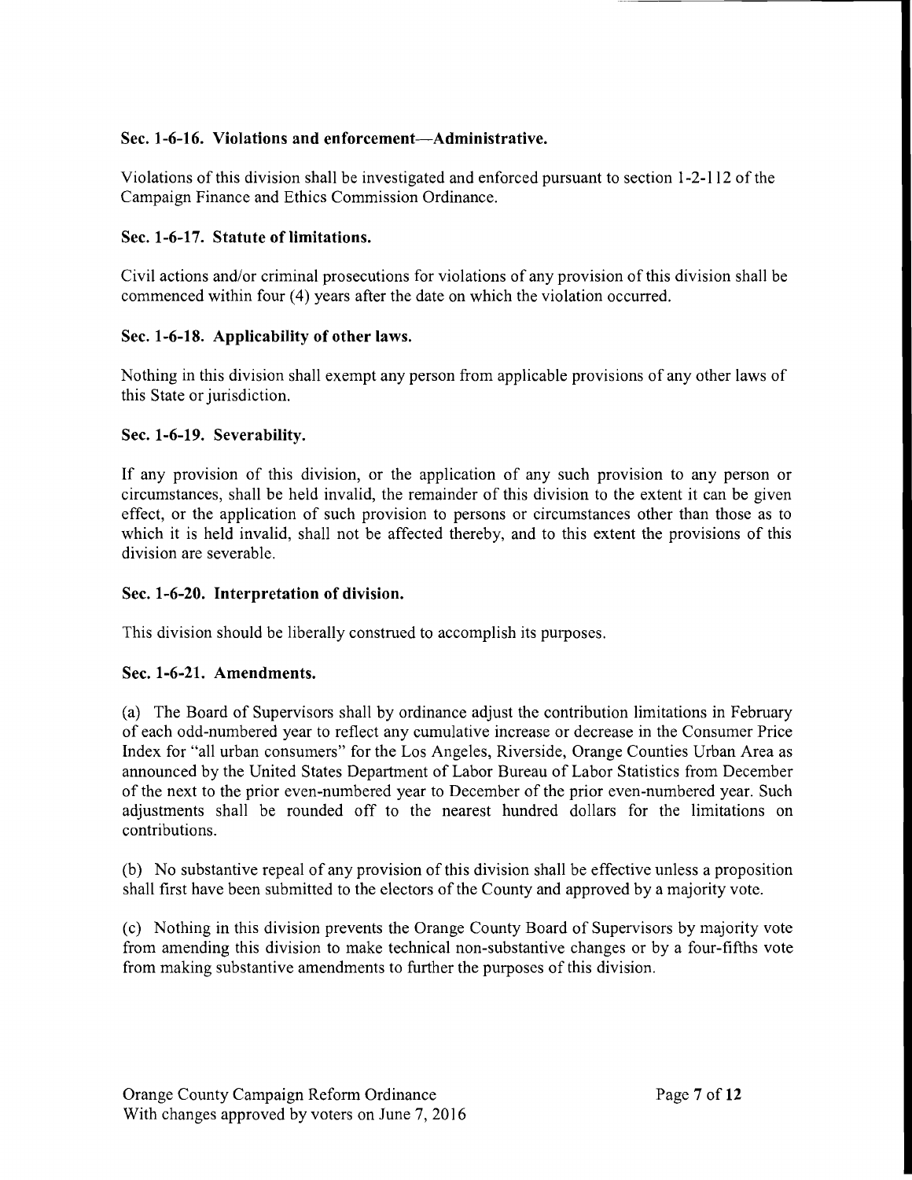### Sec. 1-6-16. Violations and enforcement—Administrative.

Violations of this division shall be investigated and enforced pursuant to section 1-2-112 of the Campaign Finance and Ethics Commission Ordinance.

### Sec. 1-6-17. Statute of limitations.

Civil actions and/or criminal prosecutions for violations of any provision of this division shall be commenced within four (4) years after the date on which the violation occurred.

### Sec. 1-6-18. Applicability of other laws.

Nothing in this division shall exempt any person from applicable provisions of any other laws of this State or jurisdiction.

### Sec. 1-6-19. Severability.

If any provision of this division, or the application of any such provision to any person or circumstances, shall be held invalid, the remainder of this division to the extent it can be given effect, or the application of such provision to persons or circumstances other than those as to which it is held invalid, shall not be affected thereby, and to this extent the provisions of this division are severable.

### Sec. 1-6-20. Interpretation of division.

This division should be liberally construed to accomplish its purposes.

### Sec. 1-6-21. Amendments.

(a) The Board of Supervisors shall by ordinance adjust the contribution limitations in February of each odd-numbered year to reflect any cumulative increase or decrease in the Consumer Price Index for "all urban consumers" for the Los Angeles, Riverside, Orange Counties Urban Area as announced by the United States Department of Labor Bureau of Labor Statistics from December of the next to the prior even-numbered year to December of the prior even-numbered year. Such adjustments shall be rounded off to the nearest hundred dollars for the limitations on contributions.

(b) No substantive repeal of any provision of this division shall be effective unless a proposition shall first have been submitted to the electors of the County and approved by a majority vote.

(c) Nothing in this division prevents the Orange County Board of Supervisors by majority vote from amending this division to make technical non-substantive changes or by a four-fifths vote from making substantive amendments to further the purposes of this division.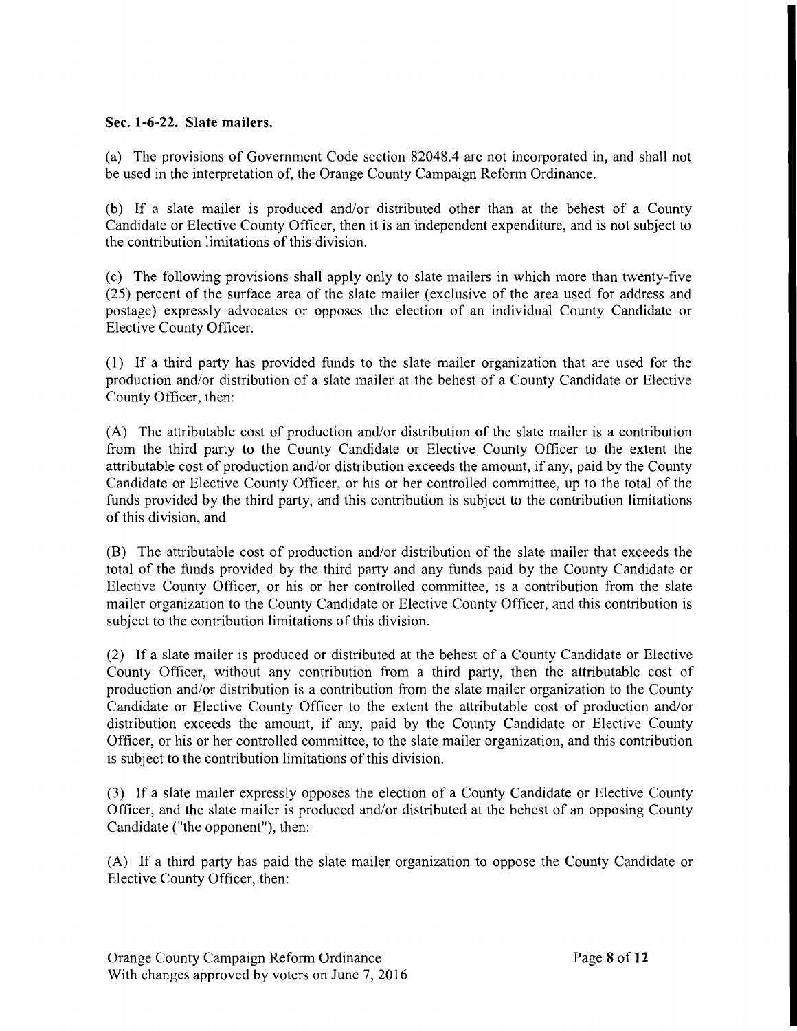**Sec. 1-6-22. Slate mailers.**

(a) The provisions of Government Code section 82048.4 are not incorporated in, and shall not be used in the interpretation of, the Orange County Campaign Reform Ordinance.

(b) If a slate mailer is produced and/or distributed other than at the behest of a County Candidate or Elective County Officer, then it is an independent expenditure, and is not subject to the contribution limitations of this division.

(c) The following provisions shall apply only to slate mailers in which more than twenty-five (25) percent of the surface area of the slate mailer (exclusive of the area used for address and postage) expressly advocates or opposes the election of an individual County Candidate or Elective County Officer.

(1) If a third party has provided funds to the slate mailer organization that are used for the production and/or distribution of a slate mailer at the behest of a County Candidate or Elective County Officer, then:

(A) The attributable cost of production and/or distribution of the slate mailer is a contribution from the third party to the County Candidate or Elective County Officer to the extent the attributable cost of production and/or distribution exceeds the amount, if any, paid by the County Candidate or Elective County Officer, or his or her controlled committee, up to the total of the funds provided by the third party, and this contribution is subject to the contribution limitations of this division, and

(B) The attributable cost of production and/or distribution of the slate mailer that exceeds the total of the funds provided by the third party and any funds paid by the County Candidate or Elective County Officer, or his or her controlled committee, is a contribution from the slate mailer organization to the County Candidate or Elective County Officer, and this contribution is subject to the contribution limitations of this division.

(2) If a slate mailer is produced or distributed at the behest of a County Candidate or Elective County Officer, without any contribution from a third party, then the attributable cost of production and/or distribution is a contribution from the slate mailer organization to the County Candidate or Elective County Officer to the extent the attributable cost of production and/or distribution exceeds the amount, if any, paid by the County Candidate or Elective County Officer, or his or her controlled committee, to the slate mailer organization, and this contribution is subject to the contribution limitations of this division.

(3) If a slate mailer expressly opposes the election of a County Candidate or Elective County Officer, and the slate mailer is produced and/or distributed at the behest of an opposing County Candidate ("the opponent"), then:

(A) If a third party has paid the slate mailer organization to oppose the County Candidate or Elective County Officer, then: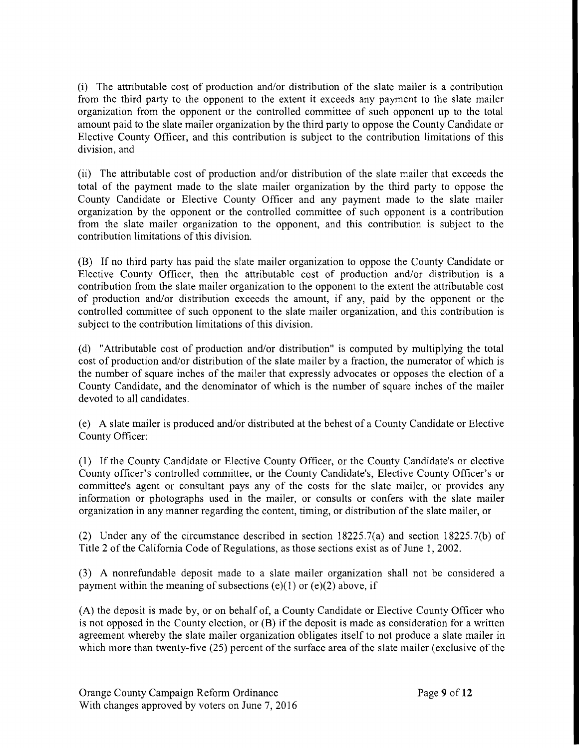(i) The attributable cost of production and/or distribution of the slate mailer is a contribution from the third party to the opponent to the extent it exceeds any payment to the slate mailer organization from the opponent or the controlled committee of such opponent up to the total amount paid to the slate mailer organization by the third party to oppose the County Candidate or Elective County Officer, and this contribution is subject to the contribution limitations of this division, and

(ii) The attributable cost of production and/or distribution of the slate mailer that exceeds the total of the payment made to the slate mailer organization by the third party to oppose the County Candidate or Elective County Officer and any payment made to the slate mailer organization by the opponent or the controlled committee of such opponent is a contribution from the slate mailer organization to the opponent, and this contribution is subject to the contribution limitations of this division.

(B) If no third party has paid the slate mailer organization to oppose the County Candidate or Elective County Officer, then the attributable cost of production and/or distribution is a contribution from the slate mailer organization to the opponent to the extent the attributable cost of production and/or distribution exceeds the amount, if any, paid by the opponent or the controlled committee of such opponent to the slate mailer organization, and this contribution is subject to the contribution limitations of this division.

(d) "Attributable cost of production and/or distribution" is computed by multiplying the total cost of production and/or distribution of the slate mailer by a fraction, the numerator of which is the number of square inches of the mailer that expressly advocates or opposes the election of a County Candidate, and the denominator of which is the number of square inches of the mailer devoted to all candidates.

(e) A slate mailer is produced and/or distributed at the behest of a County Candidate or Elective County Officer:

(1) If the County Candidate or Elective County Officer, or the County Candidate's or elective County officer's controlled committee, or the County Candidate's, Elective County Officer's or committee's agent or consultant pays any of the costs for the slate mailer, or provides any information or photographs used in the mailer, or consults or confers with the slate mailer organization in any manner regarding the content, timing, or distribution of the slate mailer, or

(2) Under any of the circumstance described in section 18225.7(a) and section 18225.7(b) of Title 2 of the California Code of Regulations, as those sections exist as of June 1, 2002.

(3) A nonrefundable deposit made to a slate mailer organization shall not be considered a payment within the meaning of subsections (e)(1) or (e)(2) above, if

(A) the deposit is made by, or on behalf of, a County Candidate or Elective County Officer who is not opposed in the County election, or (B) if the deposit is made as consideration for a written agreement whereby the slate mailer organization obligates itself to not produce a slate mailer in which more than twenty-five (25) percent of the surface area of the slate mailer (exclusive of the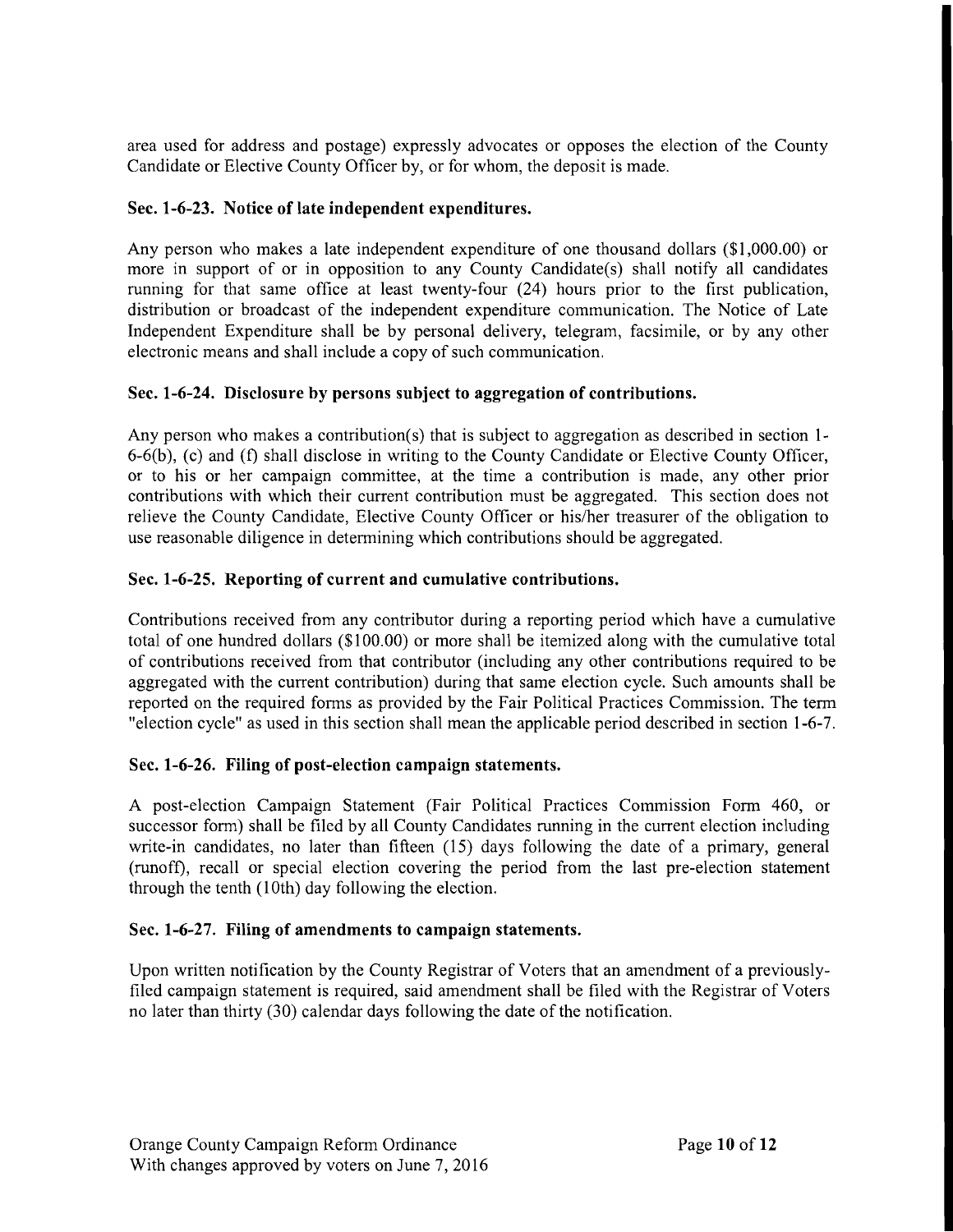area used for address and postage) expressly advocates or opposes the election of the County Candidate or Elective County Officer by, or for whom, the deposit is made.

### Sec. 1-6-23. Notice of late independent expenditures.

Any person who makes a late independent expenditure of one thousand dollars ($1,000.00) or more in support of or in opposition to any County Candidate(s) shall notify all candidates running for that same office at least twenty-four (24) hours prior to the first publication, distribution or broadcast of the independent expenditure communication. The Notice of Late Independent Expenditure shall be by personal delivery, telegram, facsimile, or by any other electronic means and shall include a copy of such communication.

### Sec. 1-6-24. Disclosure by persons subject to aggregation of contributions.

Any person who makes a contribution(s) that is subject to aggregation as described in section 1-6-6(b), (c) and (f) shall disclose in writing to the County Candidate or Elective County Officer, or to his or her campaign committee, at the time a contribution is made, any other prior contributions with which their current contribution must be aggregated. This section does not relieve the County Candidate, Elective County Officer or his/her treasurer of the obligation to use reasonable diligence in determining which contributions should be aggregated.

### Sec. 1-6-25. Reporting of current and cumulative contributions.

Contributions received from any contributor during a reporting period which have a cumulative total of one hundred dollars ($100.00) or more shall be itemized along with the cumulative total of contributions received from that contributor (including any other contributions required to be aggregated with the current contribution) during that same election cycle. Such amounts shall be reported on the required forms as provided by the Fair Political Practices Commission. The term "election cycle" as used in this section shall mean the applicable period described in section 1-6-7.

### Sec. 1-6-26. Filing of post-election campaign statements.

A post-election Campaign Statement (Fair Political Practices Commission Form 460, or successor form) shall be filed by all County Candidates running in the current election including write-in candidates, no later than fifteen (15) days following the date of a primary, general (runoff), recall or special election covering the period from the last pre-election statement through the tenth (10th) day following the election.

### Sec. 1-6-27. Filing of amendments to campaign statements.

Upon written notification by the County Registrar of Voters that an amendment of a previously-filed campaign statement is required, said amendment shall be filed with the Registrar of Voters no later than thirty (30) calendar days following the date of the notification.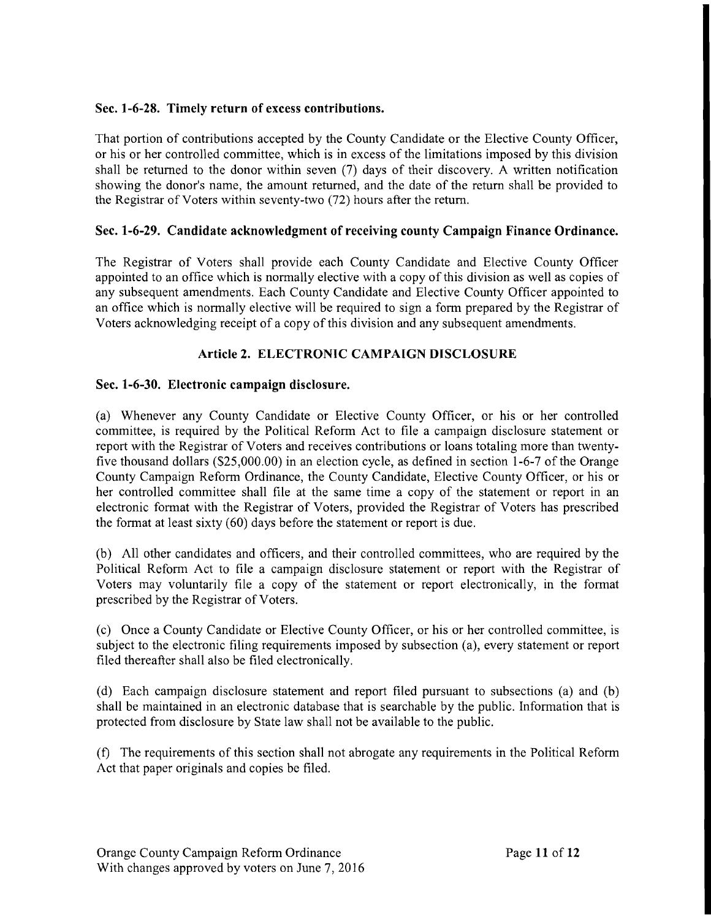### Sec. 1-6-28. Timely return of excess contributions.

That portion of contributions accepted by the County Candidate or the Elective County Officer, or his or her controlled committee, which is in excess of the limitations imposed by this division shall be returned to the donor within seven (7) days of their discovery. A written notification showing the donor's name, the amount returned, and the date of the return shall be provided to the Registrar of Voters within seventy-two (72) hours after the return.

### Sec. 1-6-29. Candidate acknowledgment of receiving county Campaign Finance Ordinance.

The Registrar of Voters shall provide each County Candidate and Elective County Officer appointed to an office which is normally elective with a copy of this division as well as copies of any subsequent amendments. Each County Candidate and Elective County Officer appointed to an office which is normally elective will be required to sign a form prepared by the Registrar of Voters acknowledging receipt of a copy of this division and any subsequent amendments.

## Article 2. ELECTRONIC CAMPAIGN DISCLOSURE

### Sec. 1-6-30. Electronic campaign disclosure.

(a) Whenever any County Candidate or Elective County Officer, or his or her controlled committee, is required by the Political Reform Act to file a campaign disclosure statement or report with the Registrar of Voters and receives contributions or loans totaling more than twenty-five thousand dollars ($25,000.00) in an election cycle, as defined in section 1-6-7 of the Orange County Campaign Reform Ordinance, the County Candidate, Elective County Officer, or his or her controlled committee shall file at the same time a copy of the statement or report in an electronic format with the Registrar of Voters, provided the Registrar of Voters has prescribed the format at least sixty (60) days before the statement or report is due.

(b) All other candidates and officers, and their controlled committees, who are required by the Political Reform Act to file a campaign disclosure statement or report with the Registrar of Voters may voluntarily file a copy of the statement or report electronically, in the format prescribed by the Registrar of Voters.

(c) Once a County Candidate or Elective County Officer, or his or her controlled committee, is subject to the electronic filing requirements imposed by subsection (a), every statement or report filed thereafter shall also be filed electronically.

(d) Each campaign disclosure statement and report filed pursuant to subsections (a) and (b) shall be maintained in an electronic database that is searchable by the public. Information that is protected from disclosure by State law shall not be available to the public.

(f) The requirements of this section shall not abrogate any requirements in the Political Reform Act that paper originals and copies be filed.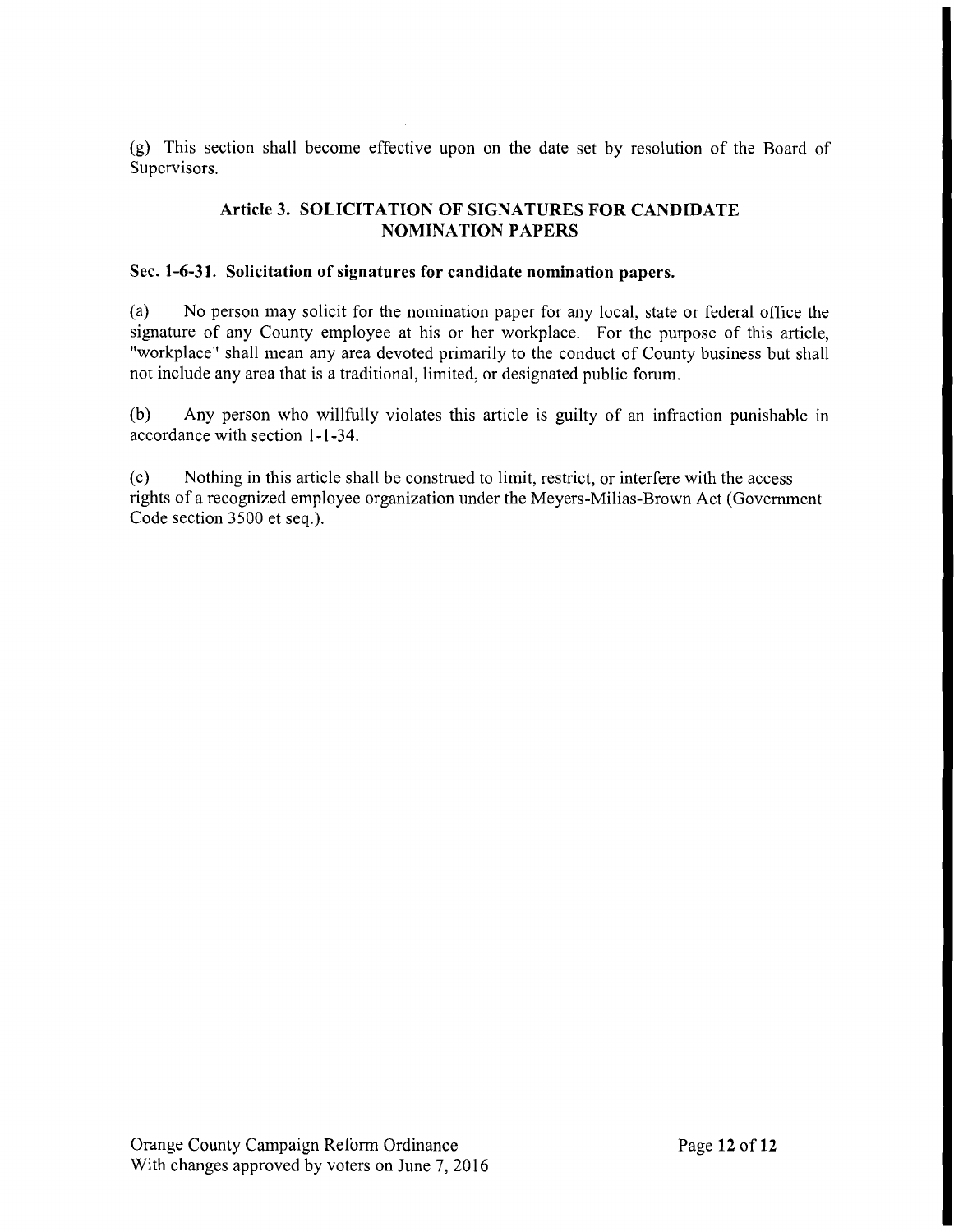(g) This section shall become effective upon on the date set by resolution of the Board of Supervisors.

## Article 3. SOLICITATION OF SIGNATURES FOR CANDIDATE NOMINATION PAPERS

### Sec. 1-6-31. Solicitation of signatures for candidate nomination papers.

(a) No person may solicit for the nomination paper for any local, state or federal office the signature of any County employee at his or her workplace. For the purpose of this article, "workplace" shall mean any area devoted primarily to the conduct of County business but shall not include any area that is a traditional, limited, or designated public forum.

(b) Any person who willfully violates this article is guilty of an infraction punishable in accordance with section 1-1-34.

(c) Nothing in this article shall be construed to limit, restrict, or interfere with the access rights of a recognized employee organization under the Meyers-Milias-Brown Act (Government Code section 3500 et seq.).